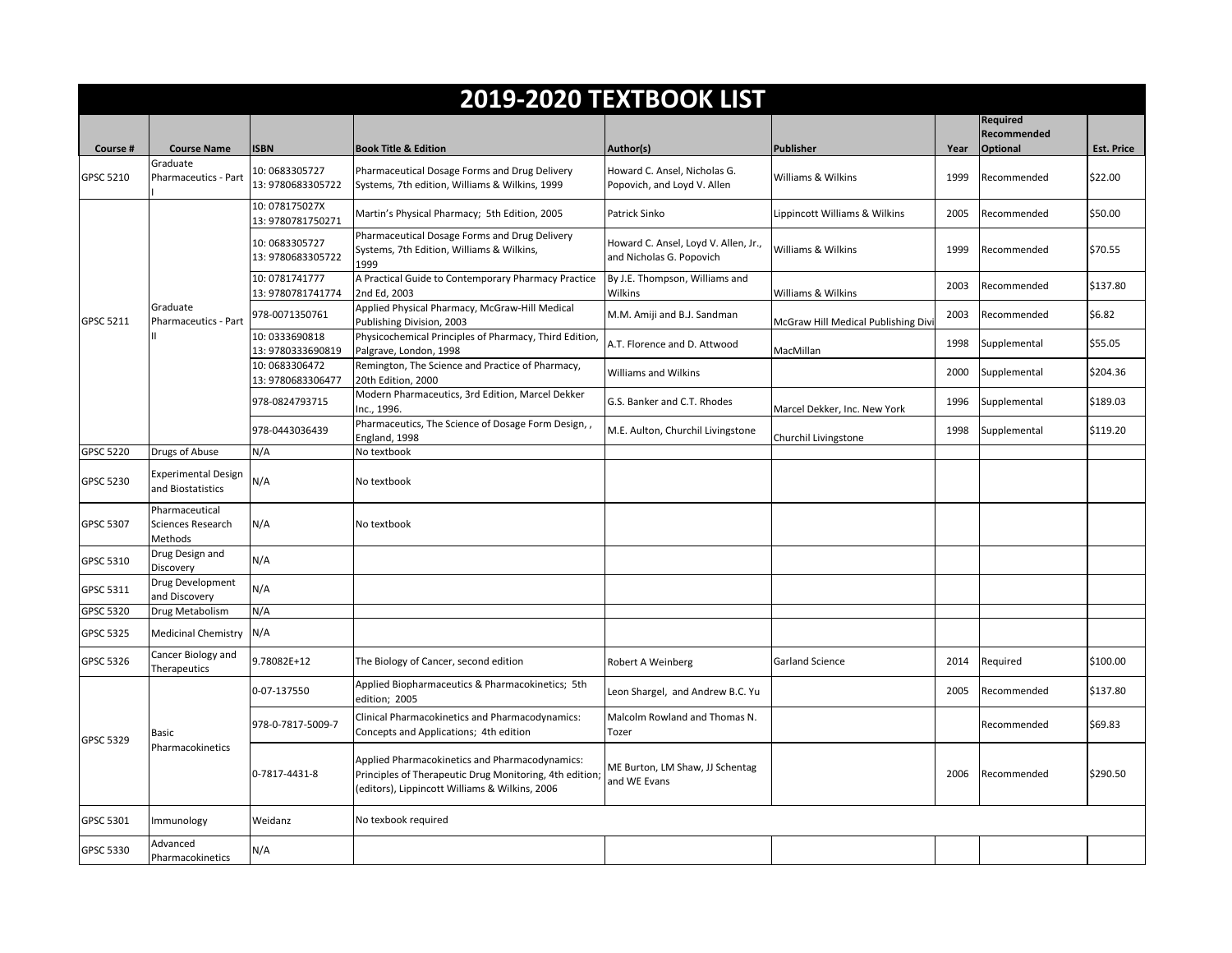# 2019-2020 TEXTBOOK LIST

| Course # | Course Name | ISBN | Book Title & Edition | Author(s) | Publisher | Year | Required Recommended Optional | Est. Price |
|---|---|---|---|---|---|---|---|---|
| GPSC 5210 | Graduate Pharmaceutics - Part I | 10: 0683305727 13: 9780683305722 | Pharmaceutical Dosage Forms and Drug Delivery Systems, 7th edition, Williams & Wilkins, 1999 | Howard C. Ansel, Nicholas G. Popovich, and Loyd V. Allen | Williams & Wilkins | 1999 | Recommended | $22.00 |
| GPSC 5211 | Graduate Pharmaceutics - Part II | 10: 078175027X 13: 9780781750271 | Martin's Physical Pharmacy; 5th Edition, 2005 | Patrick Sinko | Lippincott Williams & Wilkins | 2005 | Recommended | $50.00 |
| | | 10: 0683305727 13: 9780683305722 | Pharmaceutical Dosage Forms and Drug Delivery Systems, 7th Edition, Williams & Wilkins, 1999 | Howard C. Ansel, Loyd V. Allen, Jr., and Nicholas G. Popovich | Williams & Wilkins | 1999 | Recommended | $70.55 |
| | | 10: 0781741777 13: 9780781741774 | A Practical Guide to Contemporary Pharmacy Practice 2nd Ed, 2003 | By J.E. Thompson, Williams and Wilkins | Williams & Wilkins | 2003 | Recommended | $137.80 |
| | | 978-0071350761 | Applied Physical Pharmacy, McGraw-Hill Medical Publishing Division, 2003 | M.M. Amiji and B.J. Sandman | McGraw Hill Medical Publishing Divi | 2003 | Recommended | $6.82 |
| | | 10: 0333690818 13: 9780333690819 | Physicochemical Principles of Pharmacy, Third Edition, Palgrave, London, 1998 | A.T. Florence and D. Attwood | MacMillan | 1998 | Supplemental | $55.05 |
| | | 10: 0683306472 13: 9780683306477 | Remington, The Science and Practice of Pharmacy, 20th Edition, 2000 | Williams and Wilkins | | 2000 | Supplemental | $204.36 |
| | | 978-0824793715 | Modern Pharmaceutics, 3rd Edition, Marcel Dekker Inc., 1996. | G.S. Banker and C.T. Rhodes | Marcel Dekker, Inc. New York | 1996 | Supplemental | $189.03 |
| | | 978-0443036439 | Pharmaceutics, The Science of Dosage Form Design, , England, 1998 | M.E. Aulton, Churchil Livingstone | Churchil Livingstone | 1998 | Supplemental | $119.20 |
| GPSC 5220 | Drugs of Abuse | N/A | No textbook | | | | | |
| GPSC 5230 | Experimental Design and Biostatistics | N/A | No textbook | | | | | |
| GPSC 5307 | Pharmaceutical Sciences Research Methods | N/A | No textbook | | | | | |
| GPSC 5310 | Drug Design and Discovery | N/A | | | | | | |
| GPSC 5311 | Drug Development and Discovery | N/A | | | | | | |
| GPSC 5320 | Drug Metabolism | N/A | | | | | | |
| GPSC 5325 | Medicinal Chemistry | N/A | | | | | | |
| GPSC 5326 | Cancer Biology and Therapeutics | 9.78082E+12 | The Biology of Cancer, second edition | Robert A Weinberg | Garland Science | 2014 | Required | $100.00 |
| GPSC 5329 | Basic Pharmacokinetics | 0-07-137550 | Applied Biopharmaceutics & Pharmacokinetics; 5th edition; 2005 | Leon Shargel, and Andrew B.C. Yu | | 2005 | Recommended | $137.80 |
| | | 978-0-7817-5009-7 | Clinical Pharmacokinetics and Pharmacodynamics: Concepts and Applications; 4th edition | Malcolm Rowland and Thomas N. Tozer | | | Recommended | $69.83 |
| | | 0-7817-4431-8 | Applied Pharmacokinetics and Pharmacodynamics: Principles of Therapeutic Drug Monitoring, 4th edition; (editors), Lippincott Williams & Wilkins, 2006 | ME Burton, LM Shaw, JJ Schentag and WE Evans | | 2006 | Recommended | $290.50 |
| GPSC 5301 | Immunology | Weidanz | No texbook required | | | | | |
| GPSC 5330 | Advanced Pharmacokinetics | N/A | | | | | | |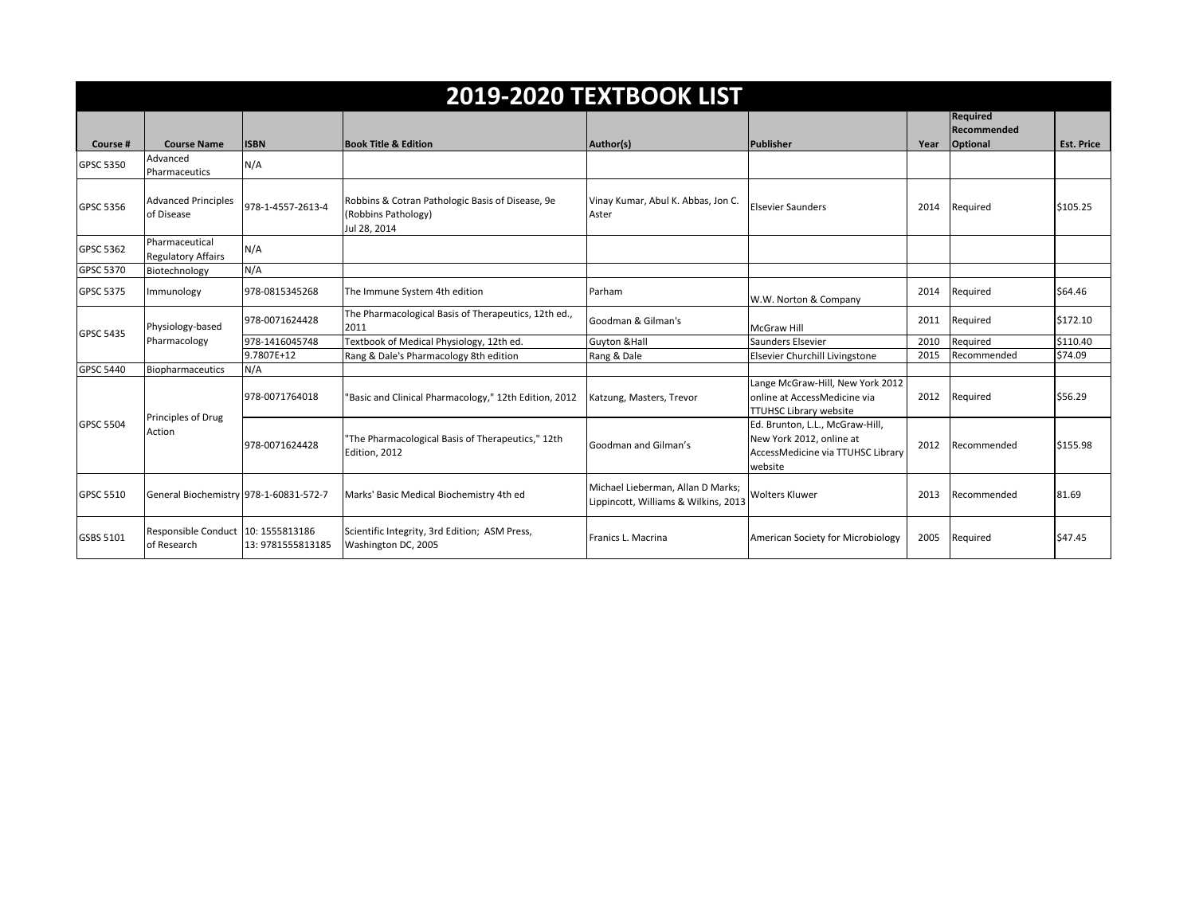# 2019-2020 TEXTBOOK LIST

| Course # | Course Name | ISBN | Book Title & Edition | Author(s) | Publisher | Year | Required Recommended Optional | Est. Price |
|---|---|---|---|---|---|---|---|---|
| GPSC 5350 | Advanced Pharmaceutics | N/A | | | | | | |
| GPSC 5356 | Advanced Principles of Disease | 978-1-4557-2613-4 | Robbins & Cotran Pathologic Basis of Disease, 9e (Robbins Pathology) Jul 28, 2014 | Vinay Kumar, Abul K. Abbas, Jon C. Aster | Elsevier Saunders | 2014 | Required | $105.25 |
| GPSC 5362 | Pharmaceutical Regulatory Affairs | N/A | | | | | | |
| GPSC 5370 | Biotechnology | N/A | | | | | | |
| GPSC 5375 | Immunology | 978-0815345268 | The Immune System 4th edition | Parham | W.W. Norton & Company | 2014 | Required | $64.46 |
| GPSC 5435 | Physiology-based Pharmacology | 978-0071624428 | The Pharmacological Basis of Therapeutics, 12th ed., 2011 | Goodman & Gilman's | McGraw Hill | 2011 | Required | $172.10 |
| | | 978-1416045748 | Textbook of Medical Physiology, 12th ed. | Guyton &Hall | Saunders Elsevier | 2010 | Required | $110.40 |
| | | 9.7807E+12 | Rang & Dale's Pharmacology 8th edition | Rang & Dale | Elsevier Churchill Livingstone | 2015 | Recommended | $74.09 |
| GPSC 5440 | Biopharmaceutics | N/A | | | | | | |
| GPSC 5504 | Principles of Drug Action | 978-0071764018 | "Basic and Clinical Pharmacology," 12th Edition, 2012 | Katzung, Masters, Trevor | Lange McGraw-Hill, New York 2012 online at AccessMedicine via TTUHSC Library website | 2012 | Required | $56.29 |
| | | 978-0071624428 | "The Pharmacological Basis of Therapeutics," 12th Edition, 2012 | Goodman and Gilman's | Ed. Brunton, L.L., McGraw-Hill, New York 2012, online at AccessMedicine via TTUHSC Library website | 2012 | Recommended | $155.98 |
| GPSC 5510 | General Biochemistry | 978-1-60831-572-7 | Marks' Basic Medical Biochemistry 4th ed | Michael Lieberman, Allan D Marks; Lippincott, Williams & Wilkins, 2013 | Wolters Kluwer | 2013 | Recommended | 81.69 |
| GSBS 5101 | Responsible Conduct of Research | 10: 1555813186<br>13: 9781555813185 | Scientific Integrity, 3rd Edition; ASM Press, Washington DC, 2005 | Franics L. Macrina | American Society for Microbiology | 2005 | Required | $47.45 |